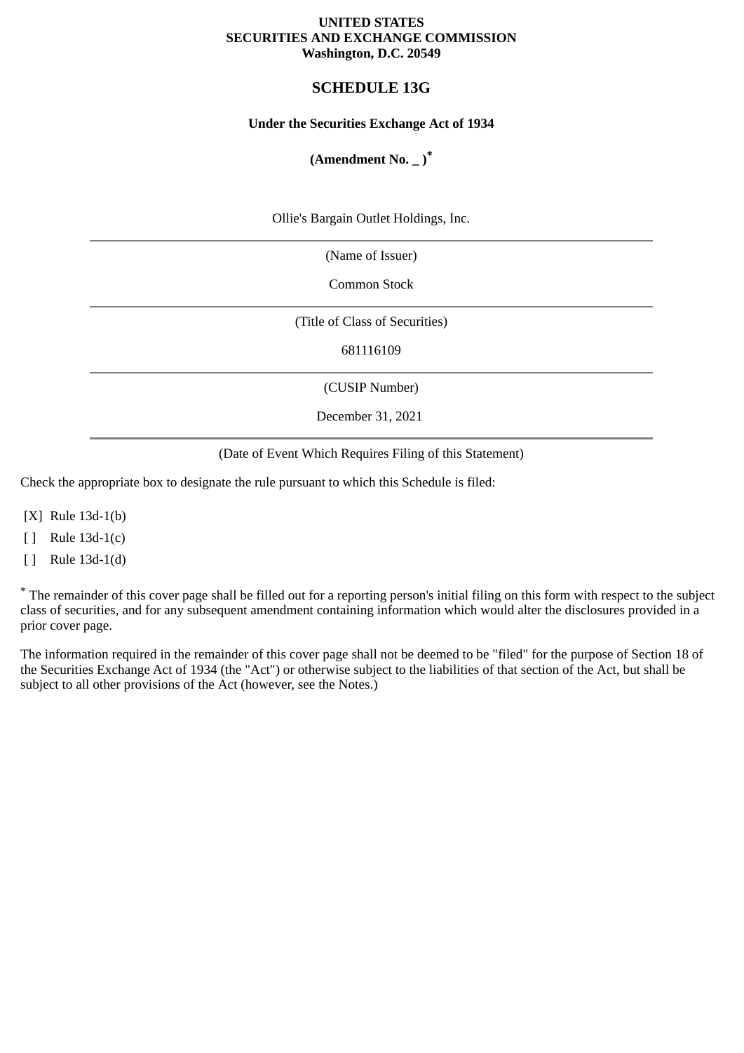**UNITED STATES**
**SECURITIES AND EXCHANGE COMMISSION**
**Washington, D.C. 20549**

# SCHEDULE 13G

**Under the Securities Exchange Act of 1934**

**(Amendment No. _ )***

Ollie's Bargain Outlet Holdings, Inc.

---

(Name of Issuer)

Common Stock

---

(Title of Class of Securities)

681116109

---

(CUSIP Number)

December 31, 2021

---

(Date of Event Which Requires Filing of this Statement)

Check the appropriate box to designate the rule pursuant to which this Schedule is filed:

[X] Rule 13d-1(b)

[ ] Rule 13d-1(c)

[ ] Rule 13d-1(d)

* The remainder of this cover page shall be filled out for a reporting person's initial filing on this form with respect to the subject class of securities, and for any subsequent amendment containing information which would alter the disclosures provided in a prior cover page.

The information required in the remainder of this cover page shall not be deemed to be "filed" for the purpose of Section 18 of the Securities Exchange Act of 1934 (the "Act") or otherwise subject to the liabilities of that section of the Act, but shall be subject to all other provisions of the Act (however, see the Notes.)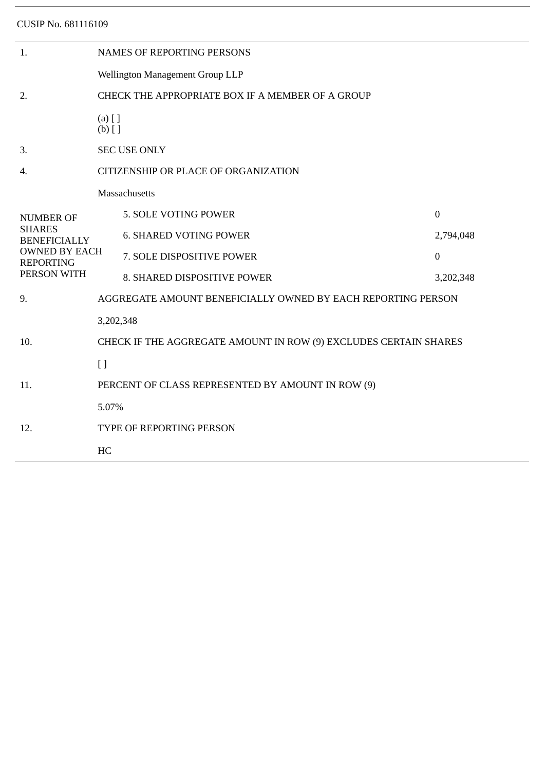CUSIP No. 681116109

| | | |
|---|---|---|
| 1. | NAMES OF REPORTING PERSONS | |
| | Wellington Management Group LLP | |
| 2. | CHECK THE APPROPRIATE BOX IF A MEMBER OF A GROUP | |
| | (a) [ ]<br>(b) [ ] | |
| 3. | SEC USE ONLY | |
| 4. | CITIZENSHIP OR PLACE OF ORGANIZATION | |
| | Massachusetts | |
| NUMBER OF SHARES BENEFICIALLY OWNED BY EACH REPORTING PERSON WITH | 5. SOLE VOTING POWER | 0 |
| | 6. SHARED VOTING POWER | 2,794,048 |
| | 7. SOLE DISPOSITIVE POWER | 0 |
| | 8. SHARED DISPOSITIVE POWER | 3,202,348 |
| 9. | AGGREGATE AMOUNT BENEFICIALLY OWNED BY EACH REPORTING PERSON | |
| | 3,202,348 | |
| 10. | CHECK IF THE AGGREGATE AMOUNT IN ROW (9) EXCLUDES CERTAIN SHARES | |
| | [ ] | |
| 11. | PERCENT OF CLASS REPRESENTED BY AMOUNT IN ROW (9) | |
| | 5.07% | |
| 12. | TYPE OF REPORTING PERSON | |
| | HC | |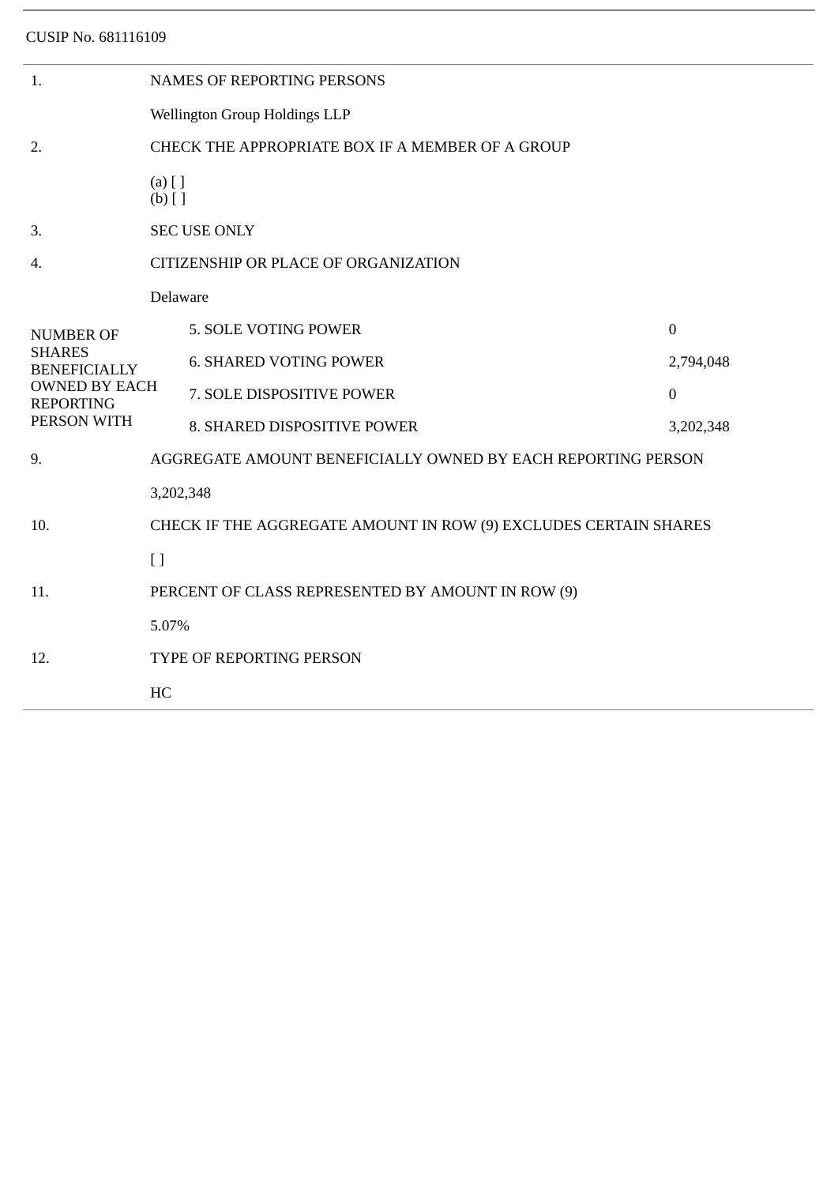CUSIP No. 681116109

| | | |
|---|---|---|
| 1. | NAMES OF REPORTING PERSONS<br><br>Wellington Group Holdings LLP | |
| 2. | CHECK THE APPROPRIATE BOX IF A MEMBER OF A GROUP<br><br>(a) [ ]<br>(b) [ ] | |
| 3. | SEC USE ONLY | |
| 4. | CITIZENSHIP OR PLACE OF ORGANIZATION<br><br>Delaware | |
| NUMBER OF SHARES BENEFICIALLY OWNED BY EACH REPORTING PERSON WITH | 5. SOLE VOTING POWER | 0 |
| | 6. SHARED VOTING POWER | 2,794,048 |
| | 7. SOLE DISPOSITIVE POWER | 0 |
| | 8. SHARED DISPOSITIVE POWER | 3,202,348 |
| 9. | AGGREGATE AMOUNT BENEFICIALLY OWNED BY EACH REPORTING PERSON<br><br>3,202,348 | |
| 10. | CHECK IF THE AGGREGATE AMOUNT IN ROW (9) EXCLUDES CERTAIN SHARES<br><br>[ ] | |
| 11. | PERCENT OF CLASS REPRESENTED BY AMOUNT IN ROW (9)<br><br>5.07% | |
| 12. | TYPE OF REPORTING PERSON<br><br>HC | |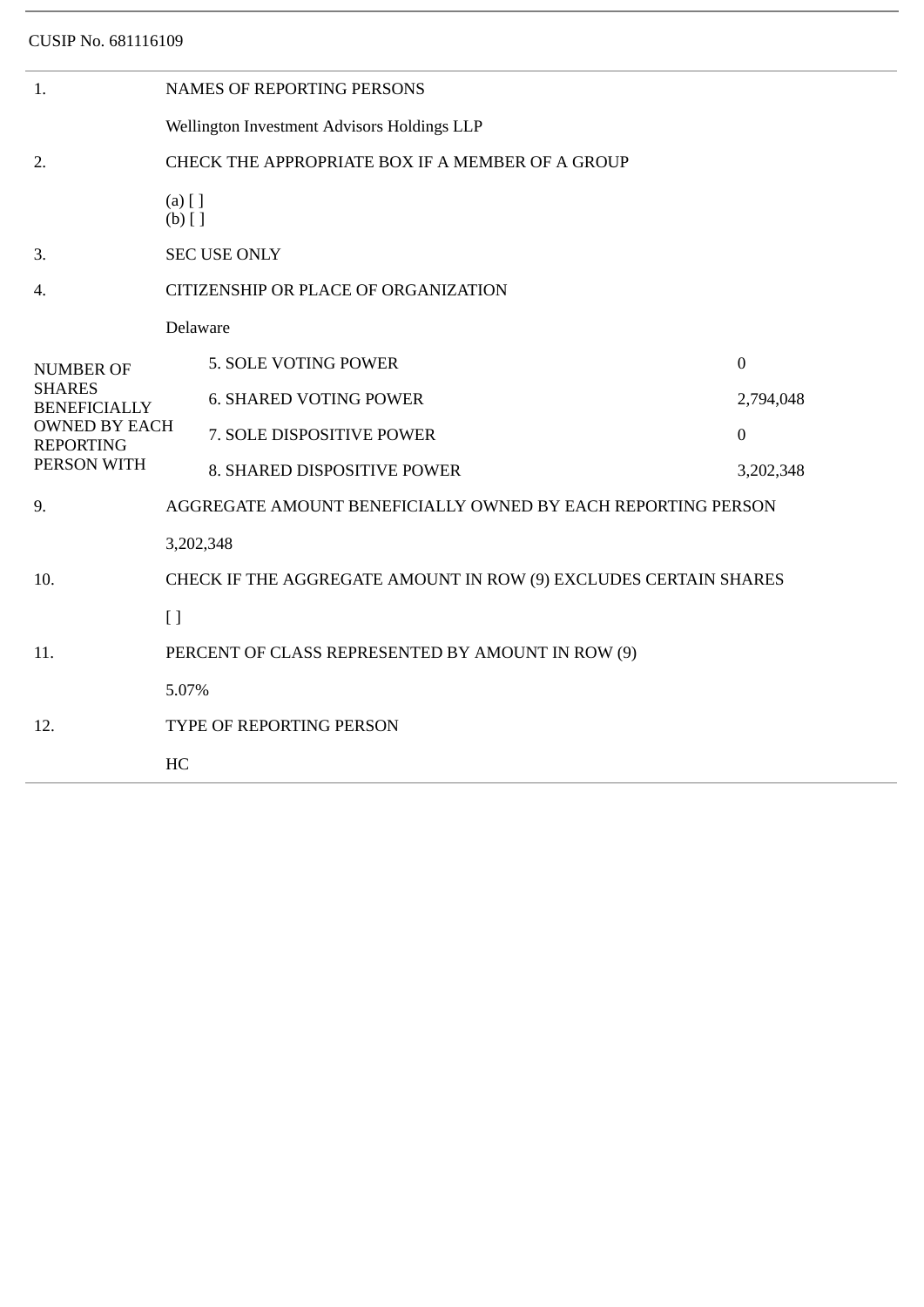CUSIP No. 681116109

| | | |
|---|---|---|
| 1. | NAMES OF REPORTING PERSONS | |
| | Wellington Investment Advisors Holdings LLP | |
| 2. | CHECK THE APPROPRIATE BOX IF A MEMBER OF A GROUP | |
| | (a) [ ]<br>(b) [ ] | |
| 3. | SEC USE ONLY | |
| 4. | CITIZENSHIP OR PLACE OF ORGANIZATION | |
| | Delaware | |
| NUMBER OF SHARES BENEFICIALLY OWNED BY EACH REPORTING PERSON WITH | 5. SOLE VOTING POWER | 0 |
| | 6. SHARED VOTING POWER | 2,794,048 |
| | 7. SOLE DISPOSITIVE POWER | 0 |
| | 8. SHARED DISPOSITIVE POWER | 3,202,348 |
| 9. | AGGREGATE AMOUNT BENEFICIALLY OWNED BY EACH REPORTING PERSON | |
| | 3,202,348 | |
| 10. | CHECK IF THE AGGREGATE AMOUNT IN ROW (9) EXCLUDES CERTAIN SHARES | |
| | [ ] | |
| 11. | PERCENT OF CLASS REPRESENTED BY AMOUNT IN ROW (9) | |
| | 5.07% | |
| 12. | TYPE OF REPORTING PERSON | |
| | HC | |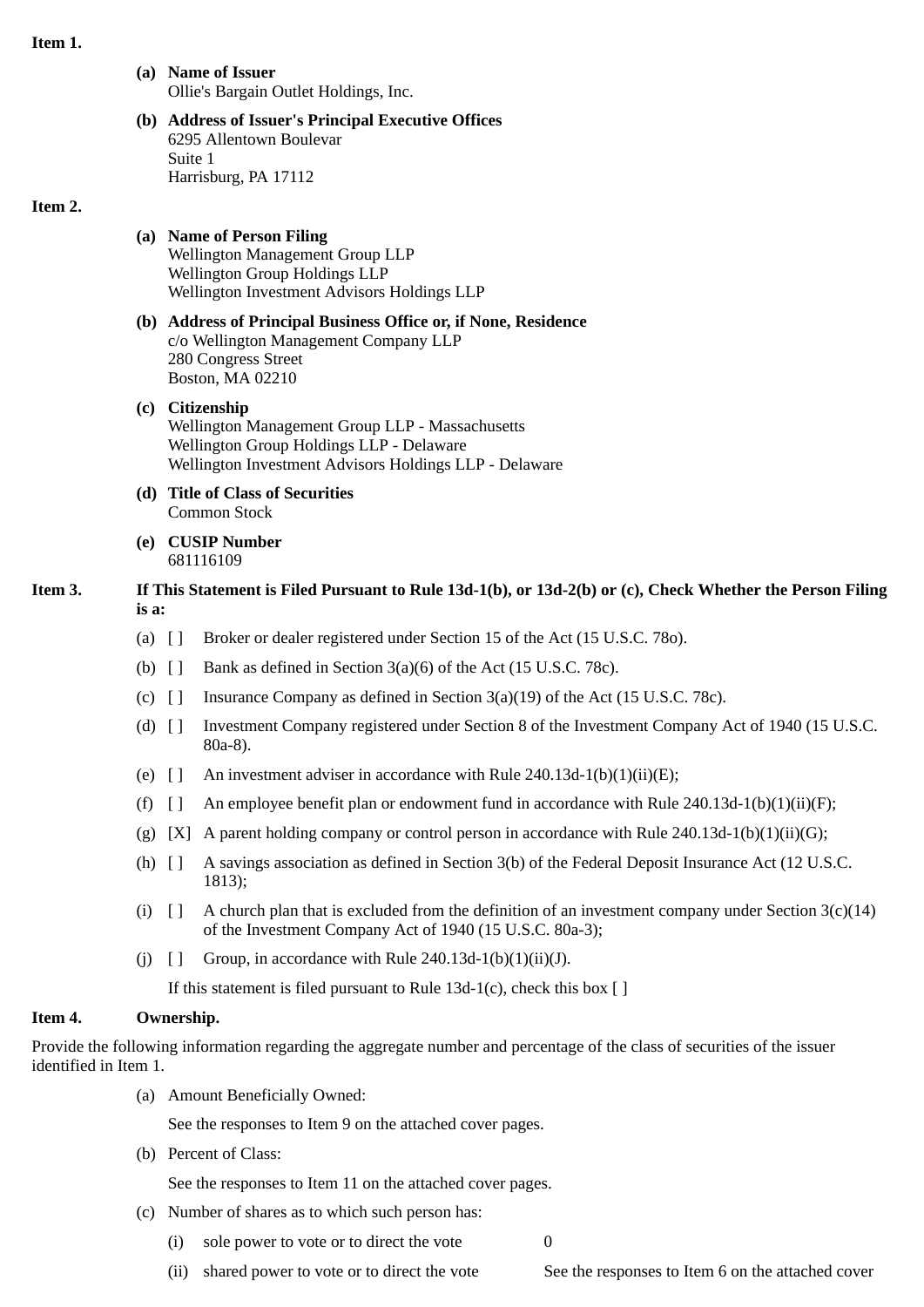**Item 1.**

**(a) Name of Issuer**
Ollie's Bargain Outlet Holdings, Inc.

**(b) Address of Issuer's Principal Executive Offices**
6295 Allentown Boulevar
Suite 1
Harrisburg, PA 17112

**Item 2.**

**(a) Name of Person Filing**
Wellington Management Group LLP
Wellington Group Holdings LLP
Wellington Investment Advisors Holdings LLP

**(b) Address of Principal Business Office or, if None, Residence**
c/o Wellington Management Company LLP
280 Congress Street
Boston, MA 02210

**(c) Citizenship**
Wellington Management Group LLP - Massachusetts
Wellington Group Holdings LLP - Delaware
Wellington Investment Advisors Holdings LLP - Delaware

**(d) Title of Class of Securities**
Common Stock

**(e) CUSIP Number**
681116109

**Item 3. If This Statement is Filed Pursuant to Rule 13d-1(b), or 13d-2(b) or (c), Check Whether the Person Filing is a:**

(a) [ ] Broker or dealer registered under Section 15 of the Act (15 U.S.C. 78o).

(b) [ ] Bank as defined in Section 3(a)(6) of the Act (15 U.S.C. 78c).

(c) [ ] Insurance Company as defined in Section 3(a)(19) of the Act (15 U.S.C. 78c).

(d) [ ] Investment Company registered under Section 8 of the Investment Company Act of 1940 (15 U.S.C. 80a-8).

(e) [ ] An investment adviser in accordance with Rule 240.13d-1(b)(1)(ii)(E);

(f) [ ] An employee benefit plan or endowment fund in accordance with Rule 240.13d-1(b)(1)(ii)(F);

(g) [X] A parent holding company or control person in accordance with Rule 240.13d-1(b)(1)(ii)(G);

(h) [ ] A savings association as defined in Section 3(b) of the Federal Deposit Insurance Act (12 U.S.C. 1813);

(i) [ ] A church plan that is excluded from the definition of an investment company under Section 3(c)(14) of the Investment Company Act of 1940 (15 U.S.C. 80a-3);

(j) [ ] Group, in accordance with Rule 240.13d-1(b)(1)(ii)(J).

If this statement is filed pursuant to Rule 13d-1(c), check this box [ ]

**Item 4. Ownership.**

Provide the following information regarding the aggregate number and percentage of the class of securities of the issuer identified in Item 1.

(a) Amount Beneficially Owned:

See the responses to Item 9 on the attached cover pages.

(b) Percent of Class:

See the responses to Item 11 on the attached cover pages.

(c) Number of shares as to which such person has:

(i) sole power to vote or to direct the vote 0

(ii) shared power to vote or to direct the vote See the responses to Item 6 on the attached cover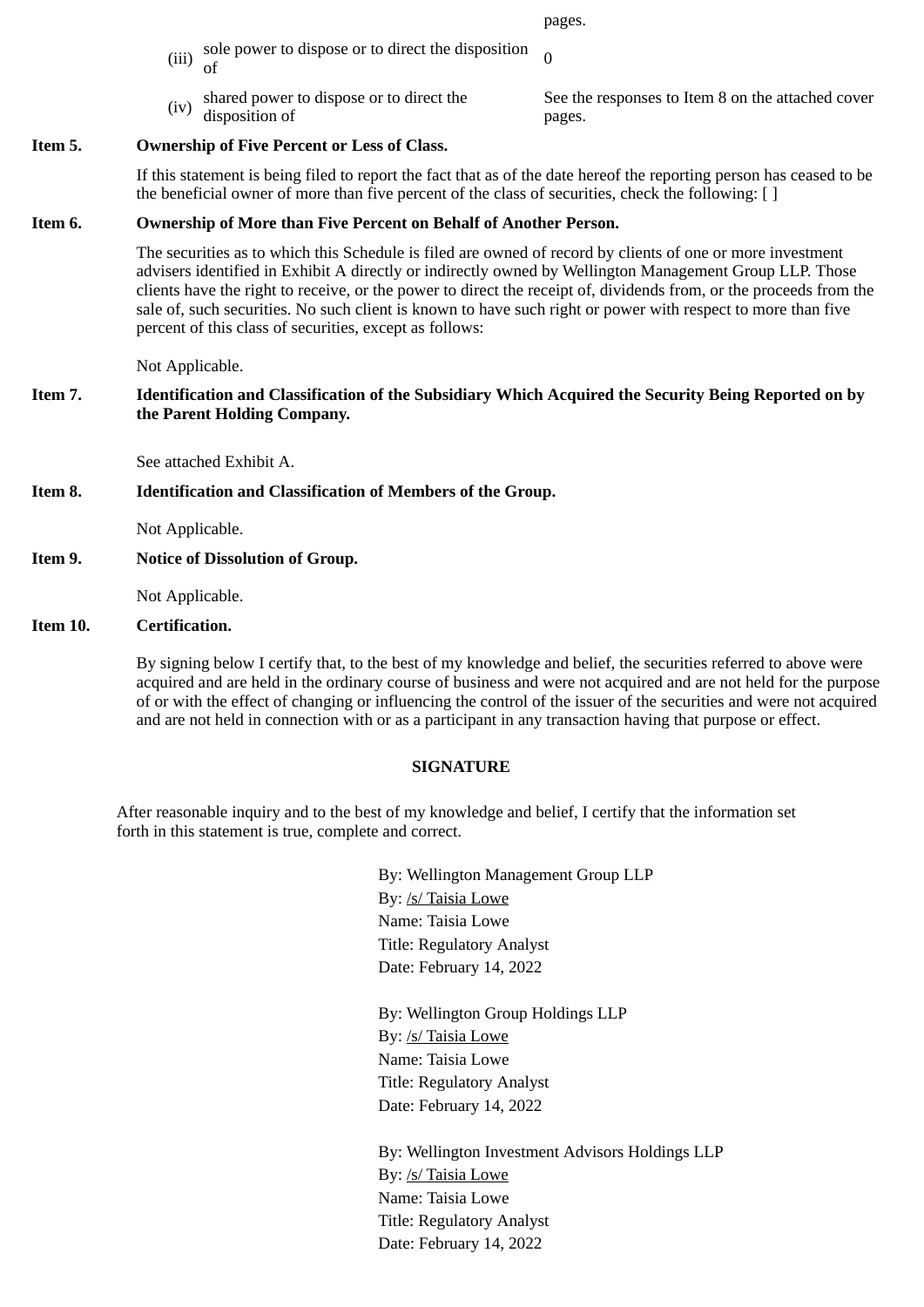| | | |
|---|---|---|
| | | pages. |
| (iii) | sole power to dispose or to direct the disposition of | 0 |
| (iv) | shared power to dispose or to direct the disposition of | See the responses to Item 8 on the attached cover pages. |

**Item 5. Ownership of Five Percent or Less of Class.**

If this statement is being filed to report the fact that as of the date hereof the reporting person has ceased to be the beneficial owner of more than five percent of the class of securities, check the following: [ ]

**Item 6. Ownership of More than Five Percent on Behalf of Another Person.**

The securities as to which this Schedule is filed are owned of record by clients of one or more investment advisers identified in Exhibit A directly or indirectly owned by Wellington Management Group LLP. Those clients have the right to receive, or the power to direct the receipt of, dividends from, or the proceeds from the sale of, such securities. No such client is known to have such right or power with respect to more than five percent of this class of securities, except as follows:

Not Applicable.

**Item 7. Identification and Classification of the Subsidiary Which Acquired the Security Being Reported on by the Parent Holding Company.**

See attached Exhibit A.

**Item 8. Identification and Classification of Members of the Group.**

Not Applicable.

**Item 9. Notice of Dissolution of Group.**

Not Applicable.

**Item 10. Certification.**

By signing below I certify that, to the best of my knowledge and belief, the securities referred to above were acquired and are held in the ordinary course of business and were not acquired and are not held for the purpose of or with the effect of changing or influencing the control of the issuer of the securities and were not acquired and are not held in connection with or as a participant in any transaction having that purpose or effect.

**SIGNATURE**

After reasonable inquiry and to the best of my knowledge and belief, I certify that the information set forth in this statement is true, complete and correct.

By: Wellington Management Group LLP
By: /s/ Taisia Lowe
Name: Taisia Lowe
Title: Regulatory Analyst
Date: February 14, 2022

By: Wellington Group Holdings LLP
By: /s/ Taisia Lowe
Name: Taisia Lowe
Title: Regulatory Analyst
Date: February 14, 2022

By: Wellington Investment Advisors Holdings LLP
By: /s/ Taisia Lowe
Name: Taisia Lowe
Title: Regulatory Analyst
Date: February 14, 2022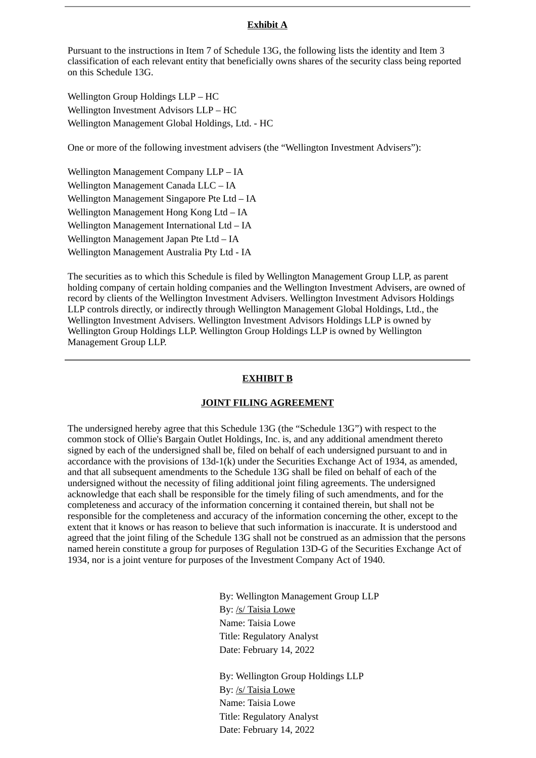**Exhibit A**

Pursuant to the instructions in Item 7 of Schedule 13G, the following lists the identity and Item 3 classification of each relevant entity that beneficially owns shares of the security class being reported on this Schedule 13G.

Wellington Group Holdings LLP – HC
Wellington Investment Advisors LLP – HC
Wellington Management Global Holdings, Ltd. - HC

One or more of the following investment advisers (the "Wellington Investment Advisers"):

Wellington Management Company LLP – IA
Wellington Management Canada LLC – IA
Wellington Management Singapore Pte Ltd – IA
Wellington Management Hong Kong Ltd – IA
Wellington Management International Ltd – IA
Wellington Management Japan Pte Ltd – IA
Wellington Management Australia Pty Ltd - IA

The securities as to which this Schedule is filed by Wellington Management Group LLP, as parent holding company of certain holding companies and the Wellington Investment Advisers, are owned of record by clients of the Wellington Investment Advisers. Wellington Investment Advisors Holdings LLP controls directly, or indirectly through Wellington Management Global Holdings, Ltd., the Wellington Investment Advisers. Wellington Investment Advisors Holdings LLP is owned by Wellington Group Holdings LLP. Wellington Group Holdings LLP is owned by Wellington Management Group LLP.

---

**EXHIBIT B**

**JOINT FILING AGREEMENT**

The undersigned hereby agree that this Schedule 13G (the "Schedule 13G") with respect to the common stock of Ollie's Bargain Outlet Holdings, Inc. is, and any additional amendment thereto signed by each of the undersigned shall be, filed on behalf of each undersigned pursuant to and in accordance with the provisions of 13d-1(k) under the Securities Exchange Act of 1934, as amended, and that all subsequent amendments to the Schedule 13G shall be filed on behalf of each of the undersigned without the necessity of filing additional joint filing agreements. The undersigned acknowledge that each shall be responsible for the timely filing of such amendments, and for the completeness and accuracy of the information concerning it contained therein, but shall not be responsible for the completeness and accuracy of the information concerning the other, except to the extent that it knows or has reason to believe that such information is inaccurate. It is understood and agreed that the joint filing of the Schedule 13G shall not be construed as an admission that the persons named herein constitute a group for purposes of Regulation 13D-G of the Securities Exchange Act of 1934, nor is a joint venture for purposes of the Investment Company Act of 1940.

By: Wellington Management Group LLP
By: /s/ Taisia Lowe
Name: Taisia Lowe
Title: Regulatory Analyst
Date: February 14, 2022

By: Wellington Group Holdings LLP
By: /s/ Taisia Lowe
Name: Taisia Lowe
Title: Regulatory Analyst
Date: February 14, 2022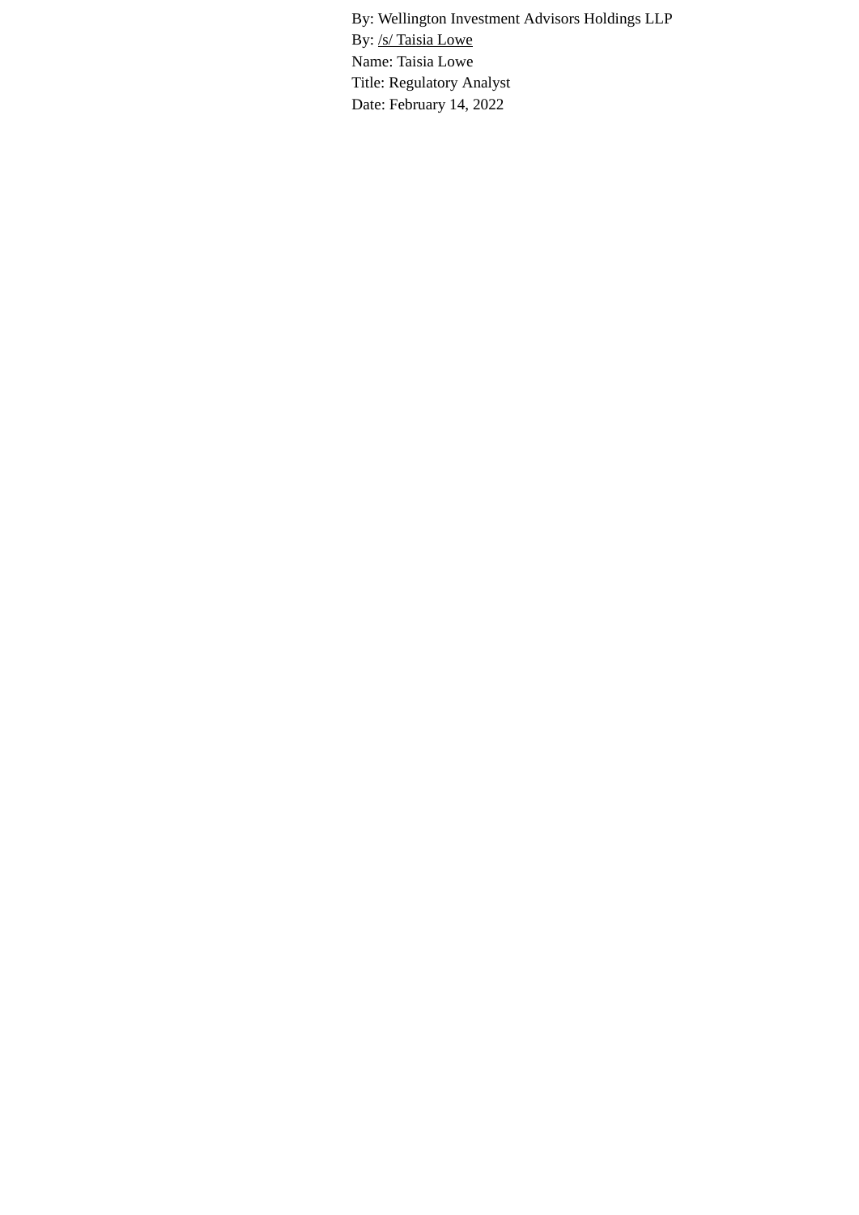By: Wellington Investment Advisors Holdings LLP
By: /s/ Taisia Lowe
Name: Taisia Lowe
Title: Regulatory Analyst
Date: February 14, 2022